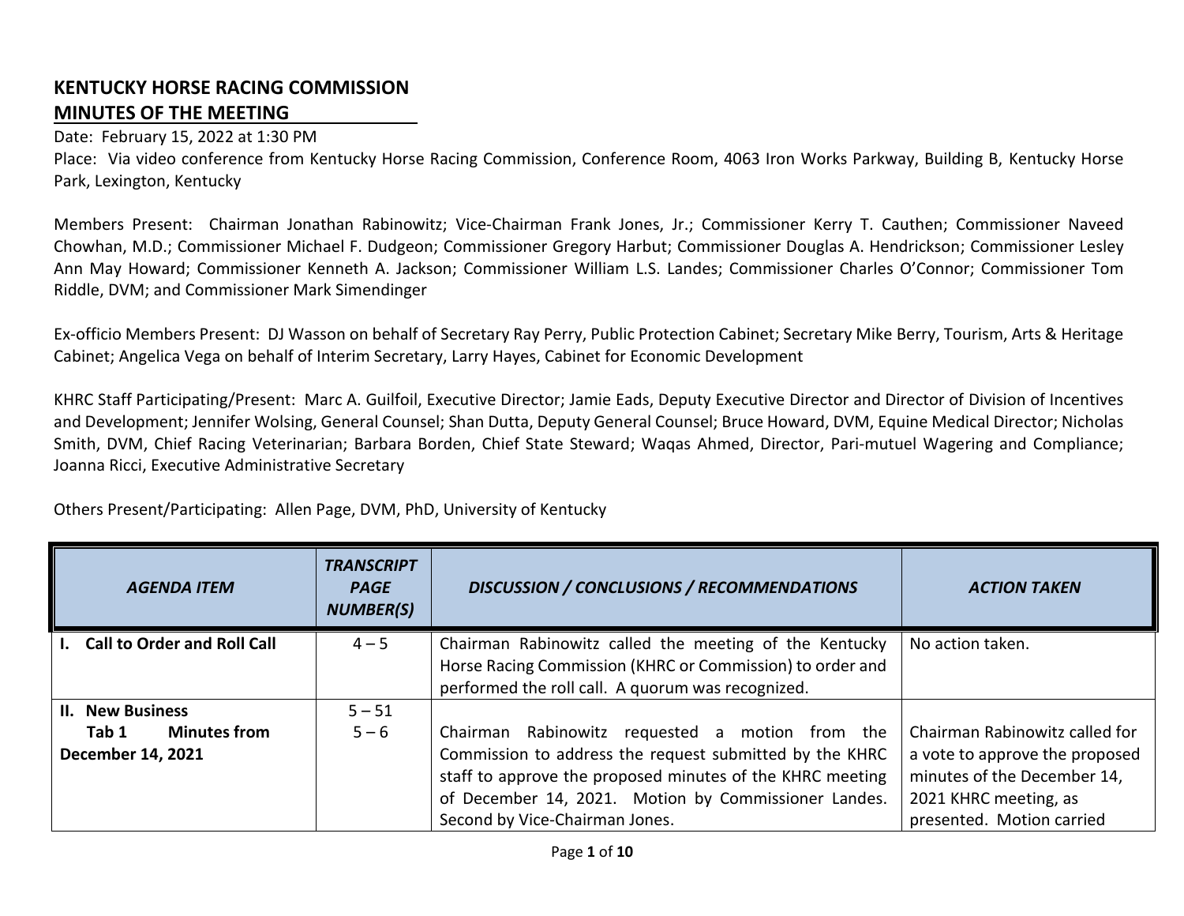# KENTUCKY HORSE RACING COMMISSION

## MINUTES OF THE MEETING

Date: February 15, 2022 at 1:30 PM

Place: Via video conference from Kentucky Horse Racing Commission, Conference Room, 4063 Iron Works Parkway, Building B, Kentucky Horse Park, Lexington, Kentucky

Members Present: Chairman Jonathan Rabinowitz; Vice-Chairman Frank Jones, Jr.; Commissioner Kerry T. Cauthen; Commissioner Naveed Chowhan, M.D.; Commissioner Michael F. Dudgeon; Commissioner Gregory Harbut; Commissioner Douglas A. Hendrickson; Commissioner Lesley Ann May Howard; Commissioner Kenneth A. Jackson; Commissioner William L.S. Landes; Commissioner Charles O'Connor; Commissioner Tom Riddle, DVM; and Commissioner Mark Simendinger

Ex-officio Members Present: DJ Wasson on behalf of Secretary Ray Perry, Public Protection Cabinet; Secretary Mike Berry, Tourism, Arts & Heritage Cabinet; Angelica Vega on behalf of Interim Secretary, Larry Hayes, Cabinet for Economic Development

KHRC Staff Participating/Present: Marc A. Guilfoil, Executive Director; Jamie Eads, Deputy Executive Director and Director of Division of Incentives and Development; Jennifer Wolsing, General Counsel; Shan Dutta, Deputy General Counsel; Bruce Howard, DVM, Equine Medical Director; Nicholas Smith, DVM, Chief Racing Veterinarian; Barbara Borden, Chief State Steward; Waqas Ahmed, Director, Pari-mutuel Wagering and Compliance; Joanna Ricci, Executive Administrative Secretary

Others Present/Participating: Allen Page, DVM, PhD, University of Kentucky

| *AGENDA ITEM* | *TRANSCRIPT PAGE NUMBER(S)* | *DISCUSSION / CONCLUSIONS / RECOMMENDATIONS* | *ACTION TAKEN* |
|---|---|---|---|
| **I. Call to Order and Roll Call** | 4 – 5 | Chairman Rabinowitz called the meeting of the Kentucky Horse Racing Commission (KHRC or Commission) to order and performed the roll call. A quorum was recognized. | No action taken. |
| **II. New Business** | 5 – 51 | | |
| **Tab 1 Minutes from December 14, 2021** | 5 – 6 | Chairman Rabinowitz requested a motion from the Commission to address the request submitted by the KHRC staff to approve the proposed minutes of the KHRC meeting of December 14, 2021. Motion by Commissioner Landes. Second by Vice-Chairman Jones. | Chairman Rabinowitz called for a vote to approve the proposed minutes of the December 14, 2021 KHRC meeting, as presented. Motion carried |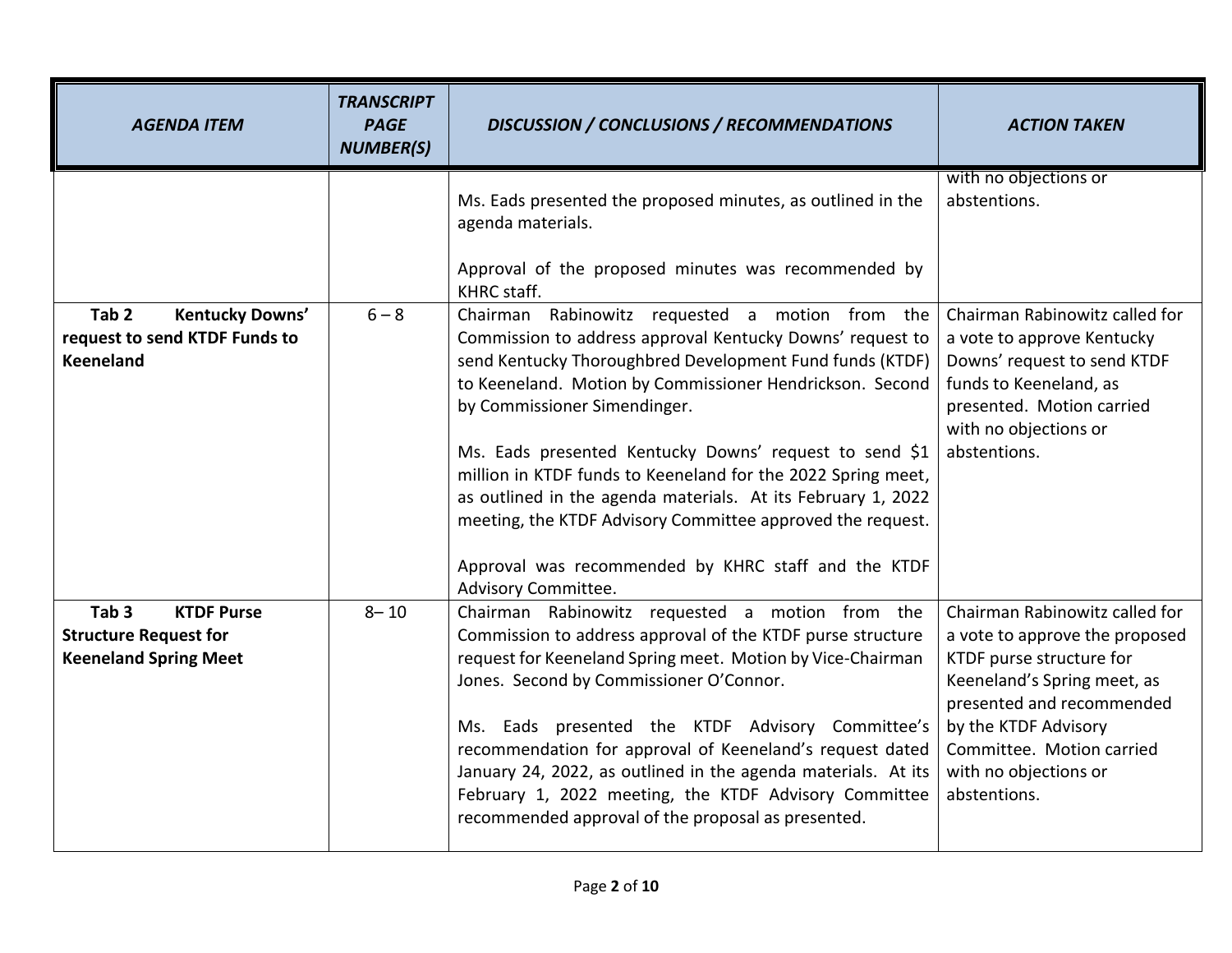| AGENDA ITEM | TRANSCRIPT PAGE NUMBER(S) | DISCUSSION / CONCLUSIONS / RECOMMENDATIONS | ACTION TAKEN |
|---|---|---|---|
| | | Ms. Eads presented the proposed minutes, as outlined in the agenda materials.<br><br>Approval of the proposed minutes was recommended by KHRC staff. | with no objections or abstentions. |
| **Tab 2 Kentucky Downs' request to send KTDF Funds to Keeneland** | 6 – 8 | Chairman Rabinowitz requested a motion from the Commission to address approval Kentucky Downs' request to send Kentucky Thoroughbred Development Fund funds (KTDF) to Keeneland. Motion by Commissioner Hendrickson. Second by Commissioner Simendinger.<br><br>Ms. Eads presented Kentucky Downs' request to send $1 million in KTDF funds to Keeneland for the 2022 Spring meet, as outlined in the agenda materials. At its February 1, 2022 meeting, the KTDF Advisory Committee approved the request.<br><br>Approval was recommended by KHRC staff and the KTDF Advisory Committee. | Chairman Rabinowitz called for a vote to approve Kentucky Downs' request to send KTDF funds to Keeneland, as presented. Motion carried with no objections or abstentions. |
| **Tab 3 KTDF Purse Structure Request for Keeneland Spring Meet** | 8– 10 | Chairman Rabinowitz requested a motion from the Commission to address approval of the KTDF purse structure request for Keeneland Spring meet. Motion by Vice-Chairman Jones. Second by Commissioner O'Connor.<br><br>Ms. Eads presented the KTDF Advisory Committee's recommendation for approval of Keeneland's request dated January 24, 2022, as outlined in the agenda materials. At its February 1, 2022 meeting, the KTDF Advisory Committee recommended approval of the proposal as presented. | Chairman Rabinowitz called for a vote to approve the proposed KTDF purse structure for Keeneland's Spring meet, as presented and recommended by the KTDF Advisory Committee. Motion carried with no objections or abstentions. |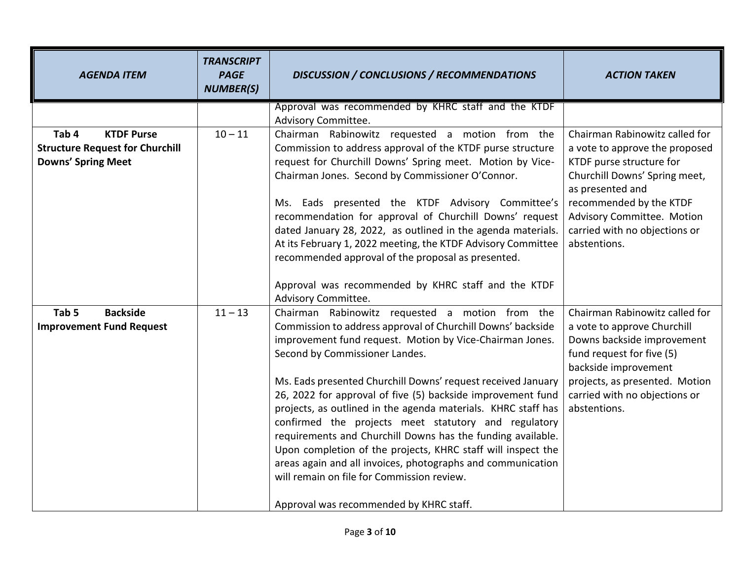| *AGENDA ITEM* | *TRANSCRIPT PAGE NUMBER(S)* | *DISCUSSION / CONCLUSIONS / RECOMMENDATIONS* | *ACTION TAKEN* |
|---|---|---|---|
| | | Approval was recommended by KHRC staff and the KTDF Advisory Committee. | |
| **Tab 4 KTDF Purse Structure Request for Churchill Downs' Spring Meet** | 10 – 11 | Chairman Rabinowitz requested a motion from the Commission to address approval of the KTDF purse structure request for Churchill Downs' Spring meet. Motion by Vice-Chairman Jones. Second by Commissioner O'Connor.<br><br>Ms. Eads presented the KTDF Advisory Committee's recommendation for approval of Churchill Downs' request dated January 28, 2022, as outlined in the agenda materials. At its February 1, 2022 meeting, the KTDF Advisory Committee recommended approval of the proposal as presented.<br><br>Approval was recommended by KHRC staff and the KTDF Advisory Committee. | Chairman Rabinowitz called for a vote to approve the proposed KTDF purse structure for Churchill Downs' Spring meet, as presented and recommended by the KTDF Advisory Committee. Motion carried with no objections or abstentions. |
| **Tab 5 Backside Improvement Fund Request** | 11 – 13 | Chairman Rabinowitz requested a motion from the Commission to address approval of Churchill Downs' backside improvement fund request. Motion by Vice-Chairman Jones. Second by Commissioner Landes.<br><br>Ms. Eads presented Churchill Downs' request received January 26, 2022 for approval of five (5) backside improvement fund projects, as outlined in the agenda materials. KHRC staff has confirmed the projects meet statutory and regulatory requirements and Churchill Downs has the funding available. Upon completion of the projects, KHRC staff will inspect the areas again and all invoices, photographs and communication will remain on file for Commission review.<br><br>Approval was recommended by KHRC staff. | Chairman Rabinowitz called for a vote to approve Churchill Downs backside improvement fund request for five (5) backside improvement projects, as presented. Motion carried with no objections or abstentions. |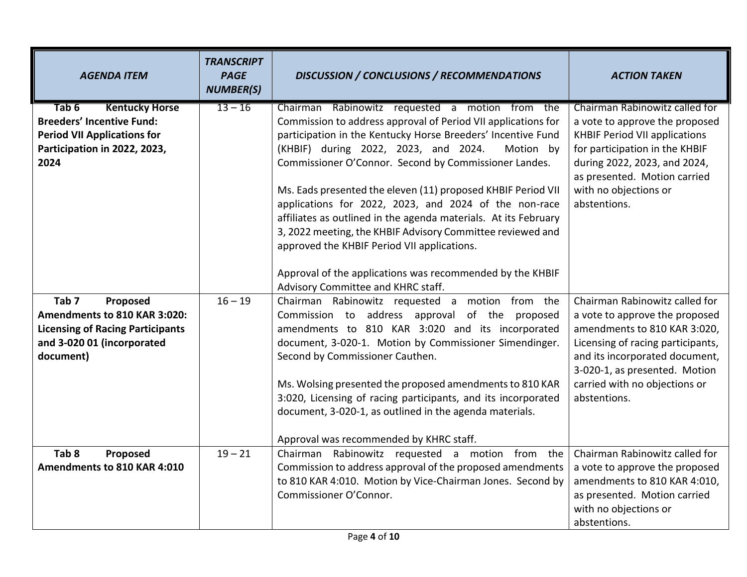| *AGENDA ITEM* | *TRANSCRIPT PAGE NUMBER(S)* | *DISCUSSION / CONCLUSIONS / RECOMMENDATIONS* | *ACTION TAKEN* |
|---|---|---|---|
| **Tab 6 Kentucky Horse Breeders' Incentive Fund: Period VII Applications for Participation in 2022, 2023, 2024** | 13 – 16 | Chairman Rabinowitz requested a motion from the Commission to address approval of Period VII applications for participation in the Kentucky Horse Breeders' Incentive Fund (KHBIF) during 2022, 2023, and 2024. Motion by Commissioner O'Connor. Second by Commissioner Landes.<br><br>Ms. Eads presented the eleven (11) proposed KHBIF Period VII applications for 2022, 2023, and 2024 of the non-race affiliates as outlined in the agenda materials. At its February 3, 2022 meeting, the KHBIF Advisory Committee reviewed and approved the KHBIF Period VII applications.<br><br>Approval of the applications was recommended by the KHBIF Advisory Committee and KHRC staff. | Chairman Rabinowitz called for a vote to approve the proposed KHBIF Period VII applications for participation in the KHBIF during 2022, 2023, and 2024, as presented. Motion carried with no objections or abstentions. |
| **Tab 7 Proposed Amendments to 810 KAR 3:020: Licensing of Racing Participants and 3-020 01 (incorporated document)** | 16 – 19 | Chairman Rabinowitz requested a motion from the Commission to address approval of the proposed amendments to 810 KAR 3:020 and its incorporated document, 3-020-1. Motion by Commissioner Simendinger. Second by Commissioner Cauthen.<br><br>Ms. Wolsing presented the proposed amendments to 810 KAR 3:020, Licensing of racing participants, and its incorporated document, 3-020-1, as outlined in the agenda materials.<br><br>Approval was recommended by KHRC staff. | Chairman Rabinowitz called for a vote to approve the proposed amendments to 810 KAR 3:020, Licensing of racing participants, and its incorporated document, 3-020-1, as presented. Motion carried with no objections or abstentions. |
| **Tab 8 Proposed Amendments to 810 KAR 4:010** | 19 – 21 | Chairman Rabinowitz requested a motion from the Commission to address approval of the proposed amendments to 810 KAR 4:010. Motion by Vice-Chairman Jones. Second by Commissioner O'Connor. | Chairman Rabinowitz called for a vote to approve the proposed amendments to 810 KAR 4:010, as presented. Motion carried with no objections or abstentions. |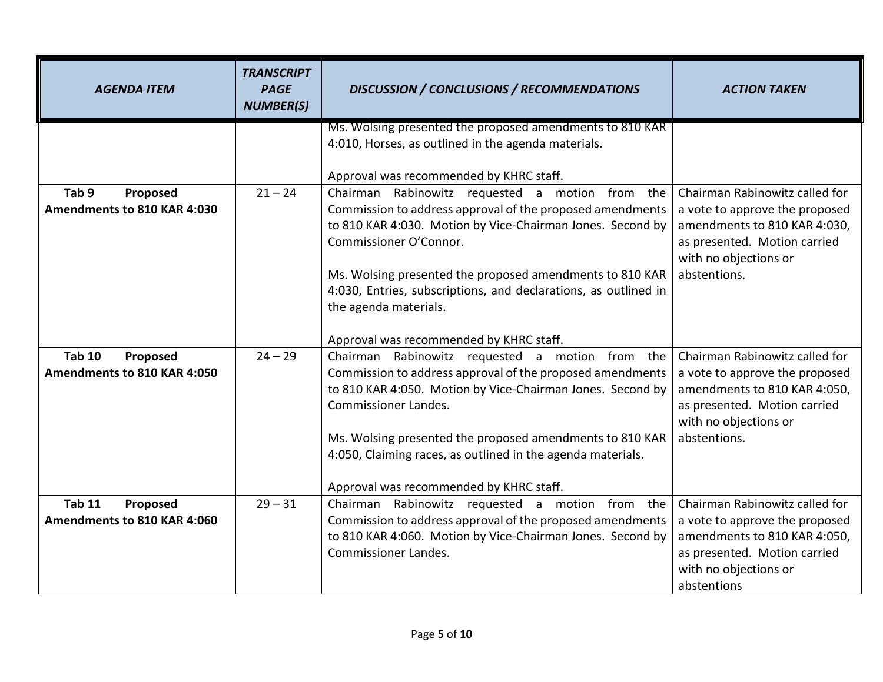| AGENDA ITEM | TRANSCRIPT PAGE NUMBER(S) | DISCUSSION / CONCLUSIONS / RECOMMENDATIONS | ACTION TAKEN |
|---|---|---|---|
| | | Ms. Wolsing presented the proposed amendments to 810 KAR 4:010, Horses, as outlined in the agenda materials.<br><br>Approval was recommended by KHRC staff. | |
| **Tab 9 Proposed Amendments to 810 KAR 4:030** | 21 – 24 | Chairman Rabinowitz requested a motion from the Commission to address approval of the proposed amendments to 810 KAR 4:030. Motion by Vice-Chairman Jones. Second by Commissioner O'Connor.<br><br>Ms. Wolsing presented the proposed amendments to 810 KAR 4:030, Entries, subscriptions, and declarations, as outlined in the agenda materials.<br><br>Approval was recommended by KHRC staff. | Chairman Rabinowitz called for a vote to approve the proposed amendments to 810 KAR 4:030, as presented. Motion carried with no objections or abstentions. |
| **Tab 10 Proposed Amendments to 810 KAR 4:050** | 24 – 29 | Chairman Rabinowitz requested a motion from the Commission to address approval of the proposed amendments to 810 KAR 4:050. Motion by Vice-Chairman Jones. Second by Commissioner Landes.<br><br>Ms. Wolsing presented the proposed amendments to 810 KAR 4:050, Claiming races, as outlined in the agenda materials.<br><br>Approval was recommended by KHRC staff. | Chairman Rabinowitz called for a vote to approve the proposed amendments to 810 KAR 4:050, as presented. Motion carried with no objections or abstentions. |
| **Tab 11 Proposed Amendments to 810 KAR 4:060** | 29 – 31 | Chairman Rabinowitz requested a motion from the Commission to address approval of the proposed amendments to 810 KAR 4:060. Motion by Vice-Chairman Jones. Second by Commissioner Landes. | Chairman Rabinowitz called for a vote to approve the proposed amendments to 810 KAR 4:050, as presented. Motion carried with no objections or abstentions |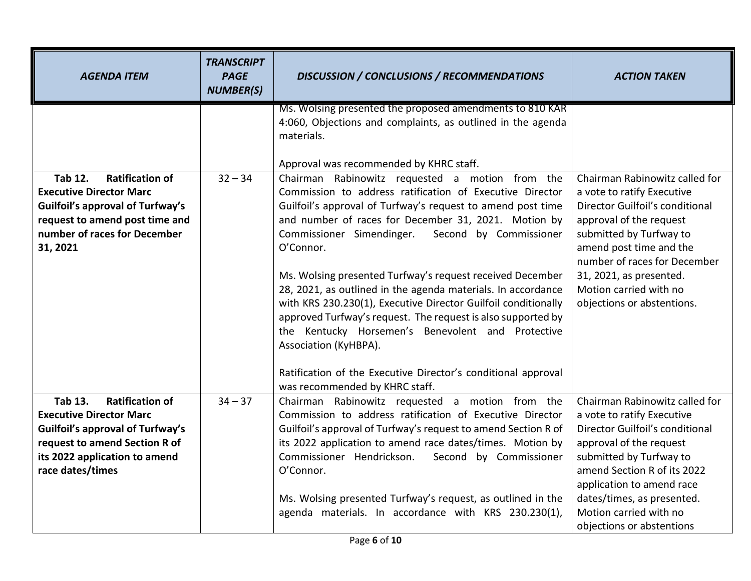| *AGENDA ITEM* | *TRANSCRIPT PAGE NUMBER(S)* | *DISCUSSION / CONCLUSIONS / RECOMMENDATIONS* | *ACTION TAKEN* |
|---|---|---|---|
| | | Ms. Wolsing presented the proposed amendments to 810 KAR 4:060, Objections and complaints, as outlined in the agenda materials.<br><br>Approval was recommended by KHRC staff. | |
| **Tab 12. Ratification of Executive Director Marc Guilfoil's approval of Turfway's request to amend post time and number of races for December 31, 2021** | 32 – 34 | Chairman Rabinowitz requested a motion from the Commission to address ratification of Executive Director Guilfoil's approval of Turfway's request to amend post time and number of races for December 31, 2021. Motion by Commissioner Simendinger. Second by Commissioner O'Connor.<br><br>Ms. Wolsing presented Turfway's request received December 28, 2021, as outlined in the agenda materials. In accordance with KRS 230.230(1), Executive Director Guilfoil conditionally approved Turfway's request. The request is also supported by the Kentucky Horsemen's Benevolent and Protective Association (KyHBPA).<br><br>Ratification of the Executive Director's conditional approval was recommended by KHRC staff. | Chairman Rabinowitz called for a vote to ratify Executive Director Guilfoil's conditional approval of the request submitted by Turfway to amend post time and the number of races for December 31, 2021, as presented. Motion carried with no objections or abstentions. |
| **Tab 13. Ratification of Executive Director Marc Guilfoil's approval of Turfway's request to amend Section R of its 2022 application to amend race dates/times** | 34 – 37 | Chairman Rabinowitz requested a motion from the Commission to address ratification of Executive Director Guilfoil's approval of Turfway's request to amend Section R of its 2022 application to amend race dates/times. Motion by Commissioner Hendrickson. Second by Commissioner O'Connor.<br><br>Ms. Wolsing presented Turfway's request, as outlined in the agenda materials. In accordance with KRS 230.230(1), | Chairman Rabinowitz called for a vote to ratify Executive Director Guilfoil's conditional approval of the request submitted by Turfway to amend Section R of its 2022 application to amend race dates/times, as presented. Motion carried with no objections or abstentions |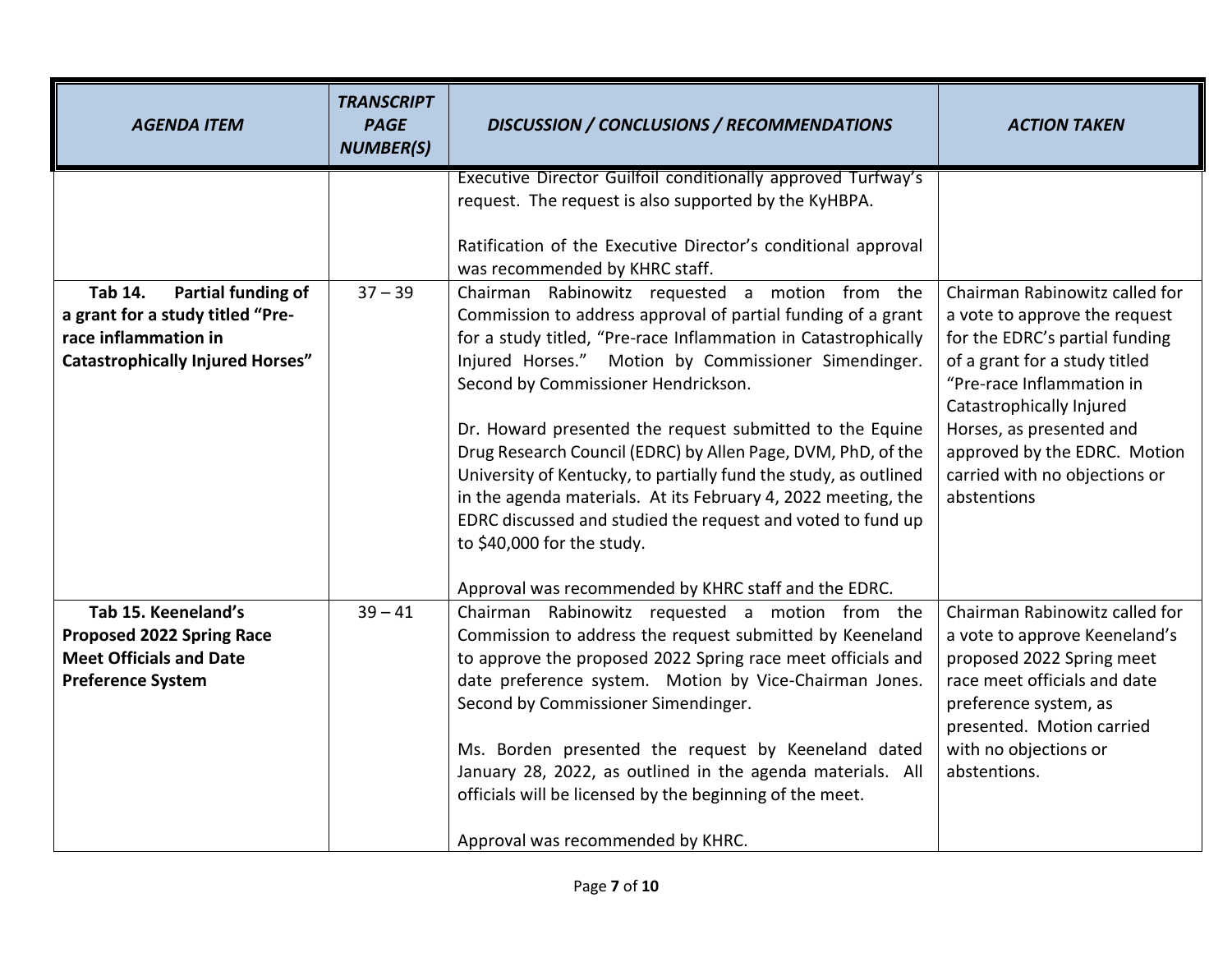| *AGENDA ITEM* | *TRANSCRIPT PAGE NUMBER(S)* | *DISCUSSION / CONCLUSIONS / RECOMMENDATIONS* | *ACTION TAKEN* |
|---|---|---|---|
| | | Executive Director Guilfoil conditionally approved Turfway's request. The request is also supported by the KyHBPA.<br><br>Ratification of the Executive Director's conditional approval was recommended by KHRC staff. | |
| **Tab 14. Partial funding of a grant for a study titled "Pre-race inflammation in Catastrophically Injured Horses"** | 37 – 39 | Chairman Rabinowitz requested a motion from the Commission to address approval of partial funding of a grant for a study titled, "Pre-race Inflammation in Catastrophically Injured Horses." Motion by Commissioner Simendinger. Second by Commissioner Hendrickson.<br><br>Dr. Howard presented the request submitted to the Equine Drug Research Council (EDRC) by Allen Page, DVM, PhD, of the University of Kentucky, to partially fund the study, as outlined in the agenda materials. At its February 4, 2022 meeting, the EDRC discussed and studied the request and voted to fund up to $40,000 for the study.<br><br>Approval was recommended by KHRC staff and the EDRC. | Chairman Rabinowitz called for a vote to approve the request for the EDRC's partial funding of a grant for a study titled "Pre-race Inflammation in Catastrophically Injured Horses, as presented and approved by the EDRC. Motion carried with no objections or abstentions |
| **Tab 15. Keeneland's Proposed 2022 Spring Race Meet Officials and Date Preference System** | 39 – 41 | Chairman Rabinowitz requested a motion from the Commission to address the request submitted by Keeneland to approve the proposed 2022 Spring race meet officials and date preference system. Motion by Vice-Chairman Jones. Second by Commissioner Simendinger.<br><br>Ms. Borden presented the request by Keeneland dated January 28, 2022, as outlined in the agenda materials. All officials will be licensed by the beginning of the meet.<br><br>Approval was recommended by KHRC. | Chairman Rabinowitz called for a vote to approve Keeneland's proposed 2022 Spring meet race meet officials and date preference system, as presented. Motion carried with no objections or abstentions. |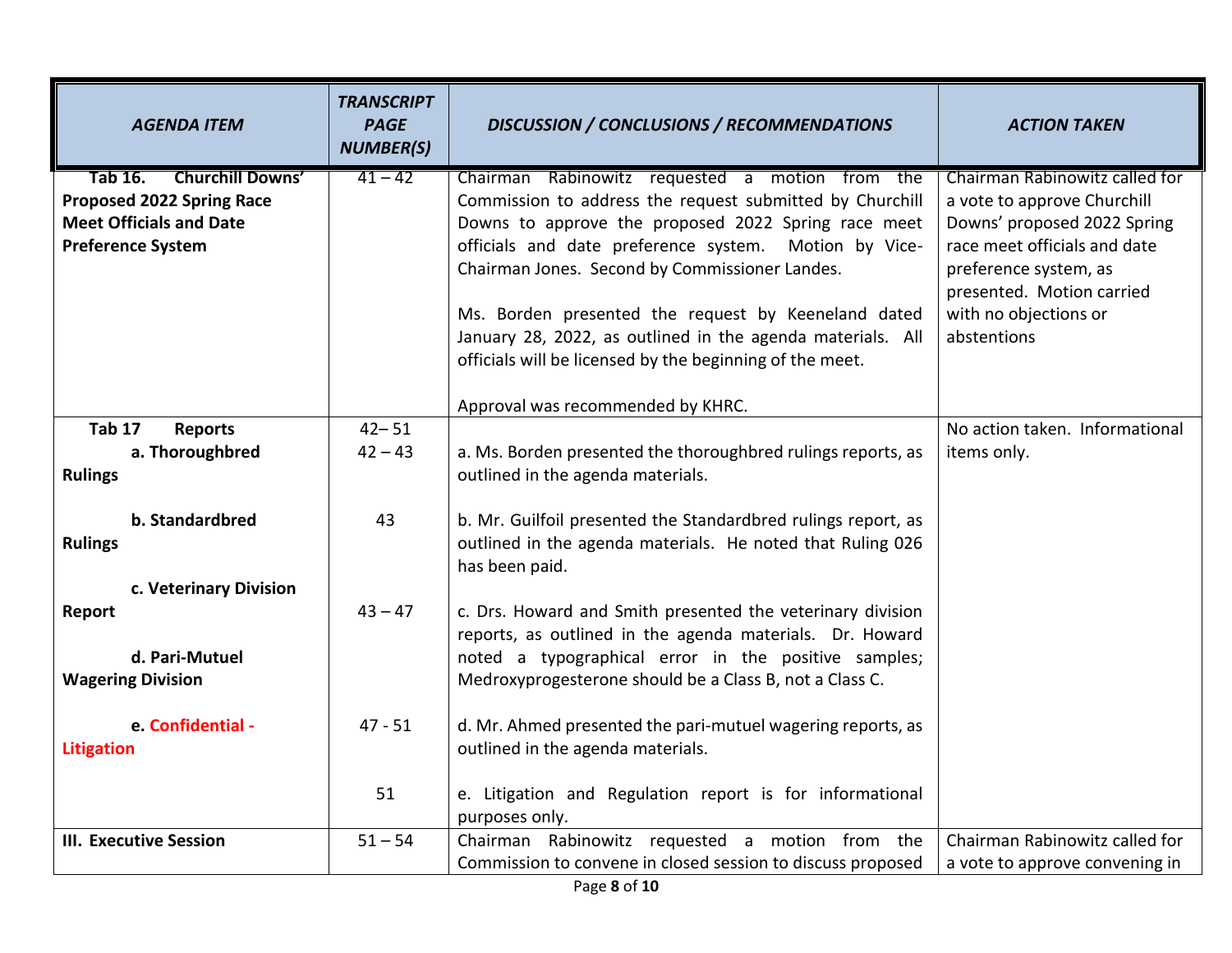| AGENDA ITEM | TRANSCRIPT PAGE NUMBER(S) | DISCUSSION / CONCLUSIONS / RECOMMENDATIONS | ACTION TAKEN |
|---|---|---|---|
| **Tab 16. Churchill Downs' Proposed 2022 Spring Race Meet Officials and Date Preference System** | 41 – 42 | Chairman Rabinowitz requested a motion from the Commission to address the request submitted by Churchill Downs to approve the proposed 2022 Spring race meet officials and date preference system. Motion by Vice-Chairman Jones. Second by Commissioner Landes.<br><br>Ms. Borden presented the request by Keeneland dated January 28, 2022, as outlined in the agenda materials. All officials will be licensed by the beginning of the meet.<br><br>Approval was recommended by KHRC. | Chairman Rabinowitz called for a vote to approve Churchill Downs' proposed 2022 Spring race meet officials and date preference system, as presented. Motion carried with no objections or abstentions |
| **Tab 17 Reports** | 42– 51 | | No action taken. Informational items only. |
| **a. Thoroughbred Rulings** | 42 – 43 | a. Ms. Borden presented the thoroughbred rulings reports, as outlined in the agenda materials. | |
| **b. Standardbred Rulings** | 43 | b. Mr. Guilfoil presented the Standardbred rulings report, as outlined in the agenda materials. He noted that Ruling 026 has been paid. | |
| **c. Veterinary Division Report** | 43 – 47 | c. Drs. Howard and Smith presented the veterinary division reports, as outlined in the agenda materials. Dr. Howard noted a typographical error in the positive samples; Medroxyprogesterone should be a Class B, not a Class C. | |
| **d. Pari-Mutuel Wagering Division** | 47 - 51 | d. Mr. Ahmed presented the pari-mutuel wagering reports, as outlined in the agenda materials. | |
| **e. Confidential - Litigation** | 51 | e. Litigation and Regulation report is for informational purposes only. | |
| **III. Executive Session** | 51 – 54 | Chairman Rabinowitz requested a motion from the Commission to convene in closed session to discuss proposed | Chairman Rabinowitz called for a vote to approve convening in |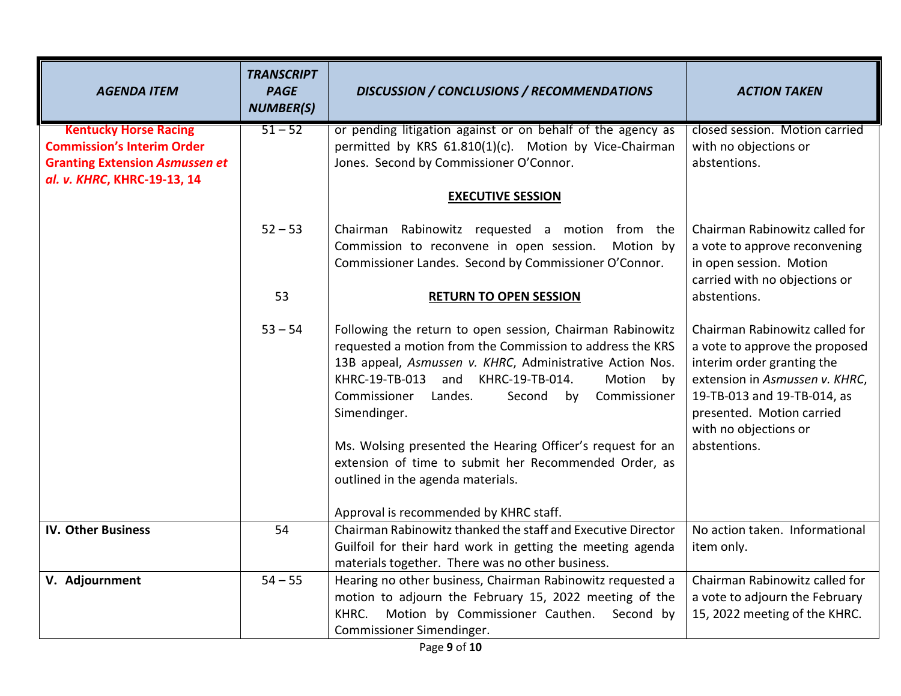| AGENDA ITEM | TRANSCRIPT PAGE NUMBER(S) | DISCUSSION / CONCLUSIONS / RECOMMENDATIONS | ACTION TAKEN |
|---|---|---|---|
| **Kentucky Horse Racing Commission's Interim Order Granting Extension *Asmussen et al. v. KHRC*, KHRC-19-13, 14** | 51 – 52 | or pending litigation against or on behalf of the agency as permitted by KRS 61.810(1)(c). Motion by Vice-Chairman Jones. Second by Commissioner O'Connor.<br><br>**EXECUTIVE SESSION** | closed session. Motion carried with no objections or abstentions. |
| | 52 – 53 | Chairman Rabinowitz requested a motion from the Commission to reconvene in open session. Motion by Commissioner Landes. Second by Commissioner O'Connor. | Chairman Rabinowitz called for a vote to approve reconvening in open session. Motion carried with no objections or abstentions. |
| | 53 | **RETURN TO OPEN SESSION** | |
| | 53 – 54 | Following the return to open session, Chairman Rabinowitz requested a motion from the Commission to address the KRS 13B appeal, *Asmussen v. KHRC*, Administrative Action Nos. KHRC-19-TB-013 and KHRC-19-TB-014. Motion by Commissioner Landes. Second by Commissioner Simendinger.<br><br>Ms. Wolsing presented the Hearing Officer's request for an extension of time to submit her Recommended Order, as outlined in the agenda materials.<br><br>Approval is recommended by KHRC staff. | Chairman Rabinowitz called for a vote to approve the proposed interim order granting the extension in *Asmussen v. KHRC*, 19-TB-013 and 19-TB-014, as presented. Motion carried with no objections or abstentions. |
| **IV. Other Business** | 54 | Chairman Rabinowitz thanked the staff and Executive Director Guilfoil for their hard work in getting the meeting agenda materials together. There was no other business. | No action taken. Informational item only. |
| **V. Adjournment** | 54 – 55 | Hearing no other business, Chairman Rabinowitz requested a motion to adjourn the February 15, 2022 meeting of the KHRC. Motion by Commissioner Cauthen. Second by Commissioner Simendinger. | Chairman Rabinowitz called for a vote to adjourn the February 15, 2022 meeting of the KHRC. |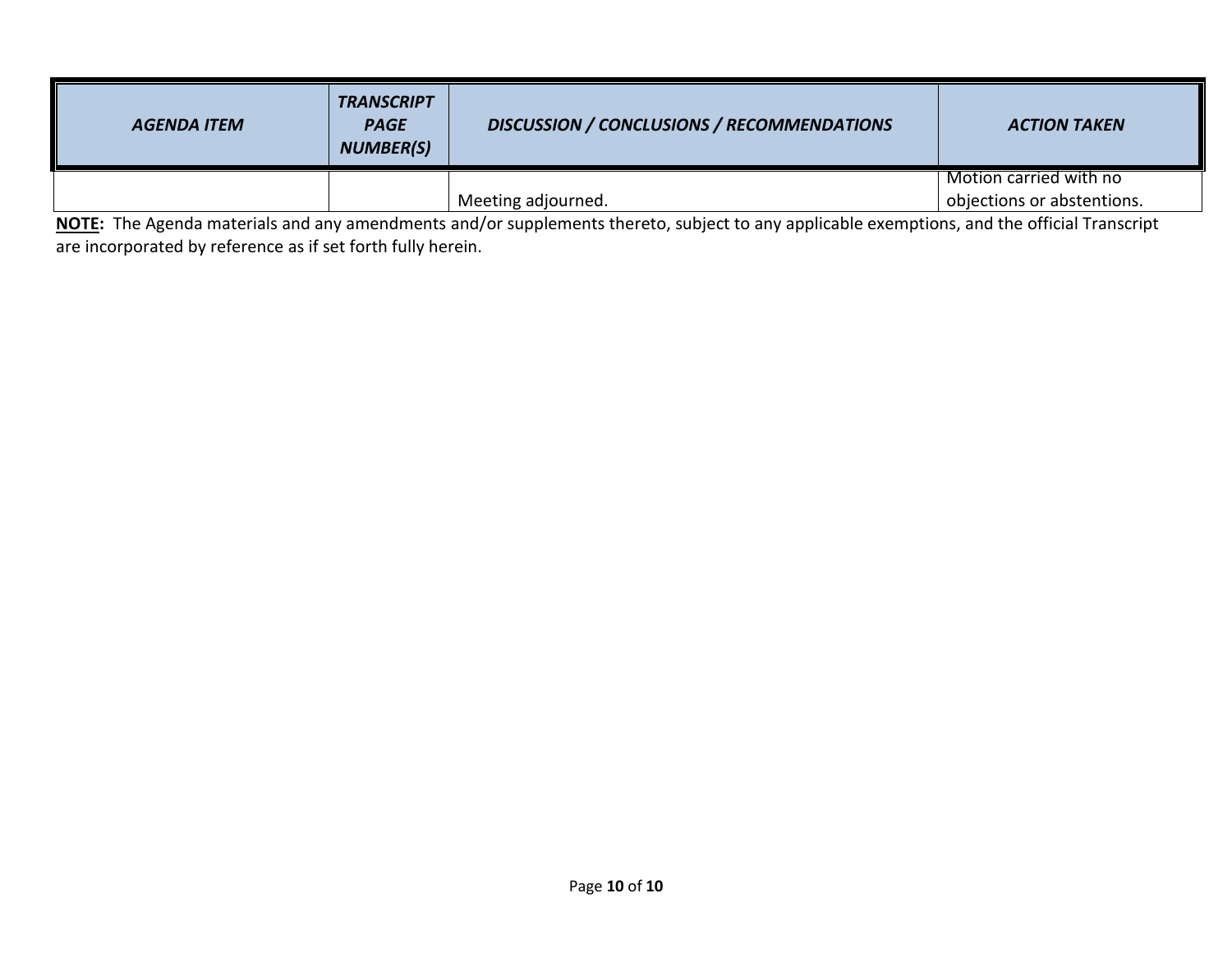| *AGENDA ITEM* | *TRANSCRIPT PAGE NUMBER(S)* | *DISCUSSION / CONCLUSIONS / RECOMMENDATIONS* | *ACTION TAKEN* |
|---|---|---|---|
| | | Meeting adjourned. | Motion carried with no objections or abstentions. |

**NOTE:** The Agenda materials and any amendments and/or supplements thereto, subject to any applicable exemptions, and the official Transcript are incorporated by reference as if set forth fully herein.